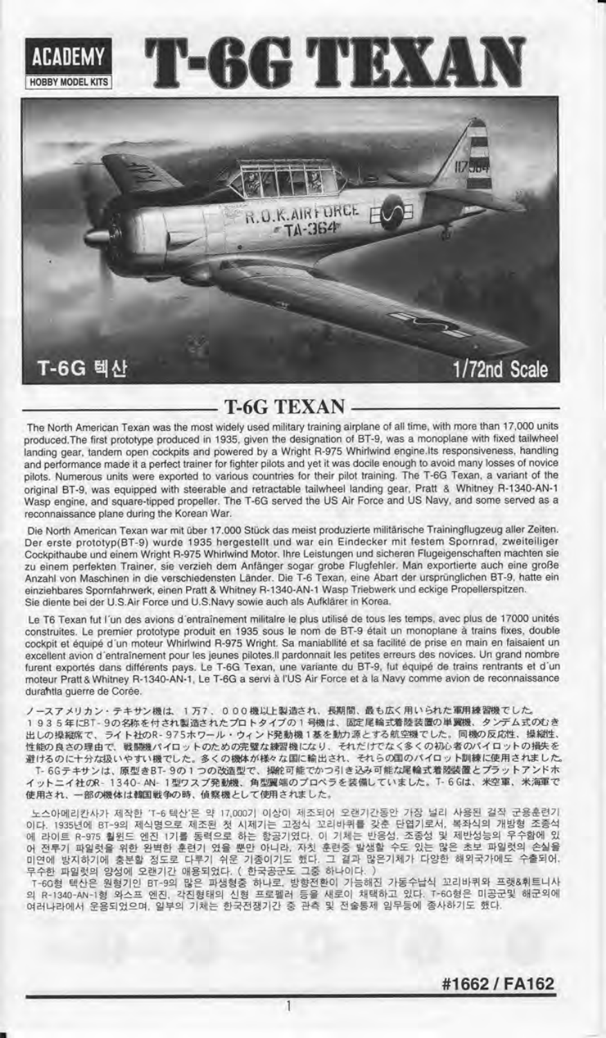ACADEMY
HOBBY MODEL KITS

# T-6G TEXAN

T-6G 텍산

1/72nd Scale

## T-6G TEXAN

The North American Texan was the most widely used military training airplane of all time, with more than 17,000 units produced.The first prototype produced in 1935, given the designation of BT-9, was a monoplane with fixed tailwheel landing gear, tandem open cockpits and powered by a Wright R-975 Whirlwind engine.Its responsiveness, handling and performance made it a perfect trainer for fighter pilots and yet it was docile enough to avoid many losses of novice pilots. Numerous units were exported to various countries for their pilot training. The T-6G Texan, a variant of the original BT-9, was equipped with steerable and retractable tailwheel landing gear, Pratt & Whitney R-1340-AN-1 Wasp engine, and square-tipped propeller. The T-6G served the US Air Force and US Navy, and some served as a reconnaissance plane during the Korean War.

Die North American Texan war mit über 17.000 Stück das meist produzierte militärische Trainingflugzeug aller Zeiten. Der erste prototyp(BT-9) wurde 1935 hergestellt und war ein Eindecker mit festem Spornrad, zweiteiliger Cockpithaube und einem Wright R-975 Whirlwind Motor. Ihre Leistungen und sicheren Flugeigenschaften machten sie zu einem perfekten Trainer, sie verzieh dem Anfänger sogar grobe Flugfehler. Man exportierte auch eine große Anzahl von Maschinen in die verschiedensten Länder. Die T-6 Texan, eine Abart der ursprünglichen BT-9, hatte ein einziehbares Spornfahrwerk, einen Pratt & Whitney R-1340-AN-1 Wasp Triebwerk und eckige Propellerspitzen. Sie diente bei der U.S.Air Force und U.S.Navy sowie auch als Aufklärer in Korea.

Le T6 Texan fut l'un des avions d'entraînement militaire le plus utilisé de tous les temps, avec plus de 17000 unités construites. Le premier prototype produit en 1935 sous le nom de BT-9 était un monoplane à trains fixes, double cockpit et équipé d'un moteur Whirlwind R-975 Wright. Sa maniabilité et sa facilité de prise en main en faisaient un excellent avion d'entraînement pour les jeunes pilotes.Il pardonnait les petites erreurs des novices. Un grand nombre furent exportés dans différents pays. Le T-6G Texan, une variante du BT-9, fut équipé de trains rentrants et d'un moteur Pratt & Whitney R-1340-AN-1, Le T-6G a servi à l'US Air Force et à la Navy comme avion de reconnaissance durantla guerre de Corée.

ノースアメリカン・テキサン機は、１万７、０００機以上製造され、長期間、最も広く用いられた軍用練習機でした。
１９３５年にBT-９の名称を付され製造されたプロトタイプの１号機は、固定尾輪式着陸装置の単翼機、タンデム式のむき出しの操縦席で、ライト社のR-９７５ホワール・ウィンド発動機１基を動力源とする航空機でした。同機の反応性、操縦性、性能の良さの理由で、戦闘機パイロットのための完璧な練習機になり、それだけでなく多くの初心者のパイロットの損失を避けるのに十分な扱いやすい機でした。多くの機体が様々な国に輸出され、それらの国のパイロット訓練に使用されました。
T-６Gテキサンは、原型きBT-９の１つの改造型で、操舵可能でかつ引き込み可能な尾輪式着陸装置とプラットアンドホイットニイ社のR-１３４０-AN-１型ワスプ発動機、角型翼端のプロペラを装備していました。T-６Gは、米空軍、米海軍で使用され、一部の機体は韓国戦争の時、偵察機として使用されました。

노스아메리칸사가 제작한 'T-6 텍산'은 약 17,000기 이상이 제조되어 오랜기간동안 가장 널리 사용된 걸작 군용훈련기이다. 1935년에 BT-9의 제식명으로 제조된 첫 시제기는 고정식 꼬리바퀴를 갖춘 단엽기로서, 복좌식의 개방형 조종석에 라이트 R-975 훨윈드 엔진 1기를 동력으로 하는 항공기였다. 이 기체는 반응성, 조종성 및 제반성능의 우수함에 있어 전투기 파일럿을 위한 완벽한 훈련기 였을 뿐만 아니라, 자칫 훈련중 발생할 수도 있는 많은 초보 파일럿의 손실을 미연에 방지하기에 충분할 정도로 다루기 쉬운 기종이기도 했다. 그 결과 많은기체가 다양한 해외국가에도 수출되어, 우수한 파일럿의 양성에 오랜기간 애용되었다. ( 한국공군도 그중 하나이다. )
T-6G형 텍산은 원형기인 BT-9의 많은 파생형중 하나로, 방향전환이 가능해진 가동수납식 꼬리바퀴와 프랫&휘트니사의 R-1340-AN-1형 와스프 엔진, 각진형태의 신형 프로펠러 등을 새로이 채택하고 있다. T-6G형은 미공군및 해군외에 여러나라에서 운용되었으며, 일부의 기체는 한국전쟁기간 중 관측 및 전술통제 임무등에 종사하기도 했다.

**#1662 / FA162**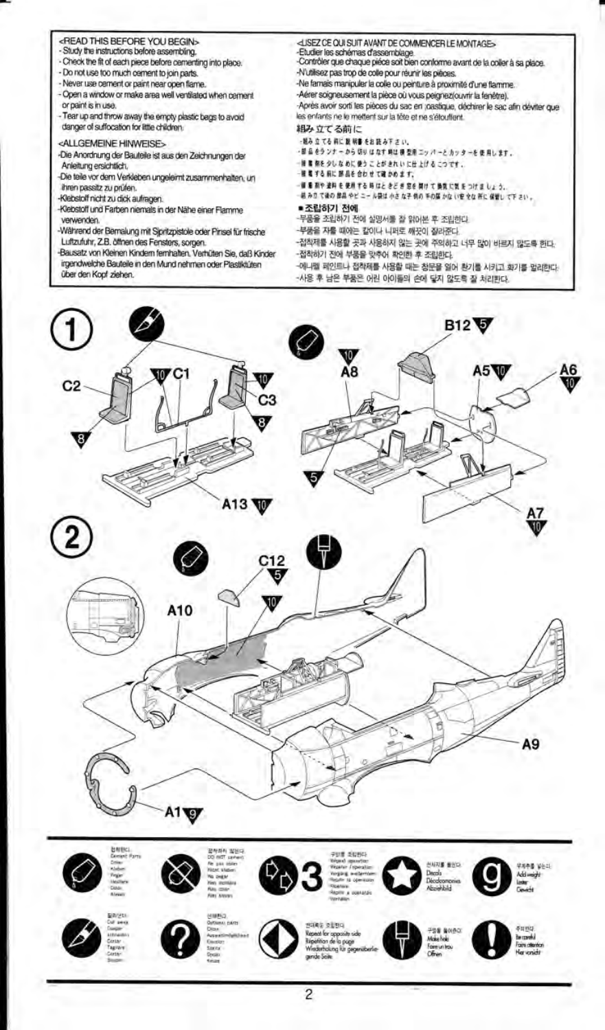## <READ THIS BEFORE YOU BEGIN>

- Study the instructions before assembling.
- Check the fit of each piece before cementing into place.
- Do not use too much cement to join parts.
- Never use cement or paint near open flame.
- Open a window or make area well ventilated when cement or paint is in use.
- Tear up and throw away the empty plastic bags to avoid danger of suffocation for little children.

## <ALLGEMEINE HINWEISE>

- Die Anordnung der Bauteile ist aus den Zeichnungen der Anleitung ersichtlich.
- Die teile vor dem Verkleben ungeleimt zusammenhalten, un ihren passitz zu prüfen.
- Klebstoff nicht zu dick aufragen.
- Klebstoff und Farben niemals in der Nähe einer Flamme verwenden.
- Während der Bemalung mit Sjpritzpistole oder Pinsel für frische Luftzufuhr, Z.B. öffnen des Fensters, sorgen.
- Bausatz von Kleinen Kindern fernhalten. Verhüten Sie, daß Kinder irgendwelche Bauteile in den Mund nehmen oder Plastiktüten über den Kopf ziehen.

## <LISEZ CE QUI SUIT AVANT DE COMMENCER LE MONTAGE>

- Etudier les schémas d'assemblage.
- Contrôler que chaque pièce soit bien conforme avant de la coller à sa place.
- N'utilisez pas trop de colle pour réunir les pièces.
- Ne famais manipuler la colle ou peinture à proximité d'une flamme.
- Aérer soigneusement la pièce où vous peignez(ouvrir la fenêtre).
- Après avoir sorti les pièces du sac en plastique, déchirer le sac afin déviter que les enfants ne le mettent sur la tête et ne s'étouffent.

## 組み立てる前に

- 組み立てる前に説明書をお読み下さい。
- 部品をランナーから切りはなす時は模型用ニッパーとカッターを使用します。
- 接着剤を少なめに使うことがきれいに仕上げるこつです。
- 接着する前に部品を合わせて確かめます。
- 接着剤や塗料を使用する時はときどき窓を開けて換気に気をつけましょう。
- 組み立て後の部品やビニール袋は小さな子供の手の届かない安全な所に保管して下さい。

## ■조립하기 전에

- 부품을 조립하기 전에 설명서를 잘 읽어본 후 조립한다.
- 부품을 자를 때에는 칼이나 니퍼로 깨끗이 잘라준다.
- 접착제를 사용할 곳과 사용하지 않는 곳에 주의하고 너무 많이 바르지 않도록 한다.
- 접착하기 전에 부품을 맞추어 확인한 후 조립한다.
- 에나멜 페인트나 접착제를 사용할 때는 창문을 열어 환기를 시키고 화기를 멀리한다.
- 사용 후 남은 부품은 어린 아이들의 손에 닿지 않도록 잘 처리한다.

## 1

C2 (8), C1 (10), C3 (10, 8), A13 (10)

B12 (5), A8 (10, 5), A5 (10), A6 (10), A7 (10)

## 2

C12 (5), A10 (10), A9, A1 (9)

---

- 접착한다 / Cement Parts / Coller / Kleben / Pegar / Incollare / Colar / Kleven
- 접착하지 않는다 / DO NOT cement / Ne pas coller / Nicht kleben / No pegar / Non incollare / Não colar / Niet kleven
- 3 구멍을 조립한다 / Repeat operation / Répéter l'opération / Vorgang wiederholen / Repetir la operación / Ripetere / Repetir a operação / Herhalen
- 전사지를 붙인다 / Decals / Décalcomanies / Abziehbild
- g 무게추를 넣는다 / Add weight / Lester / Gewicht
- 잘라낸다 / Cut away / Couper / Abschneiden / Cortar / Tagliare / Cortar / Snijden
- 선택한다 / Optional parts / Choix / Auswahlmöglichkeit / Elección / Scelta / Opção / Keuze
- 반대쪽도 조립한다 / Repeat for opposite side / Répétition de la page / Wiederholung für gegenüberliegende Seite
- 구멍을 뚫어준다 / Make hole / Faire un trou / Öffnen
- 주의한다 / Be careful / Faire attention / Her vorsicht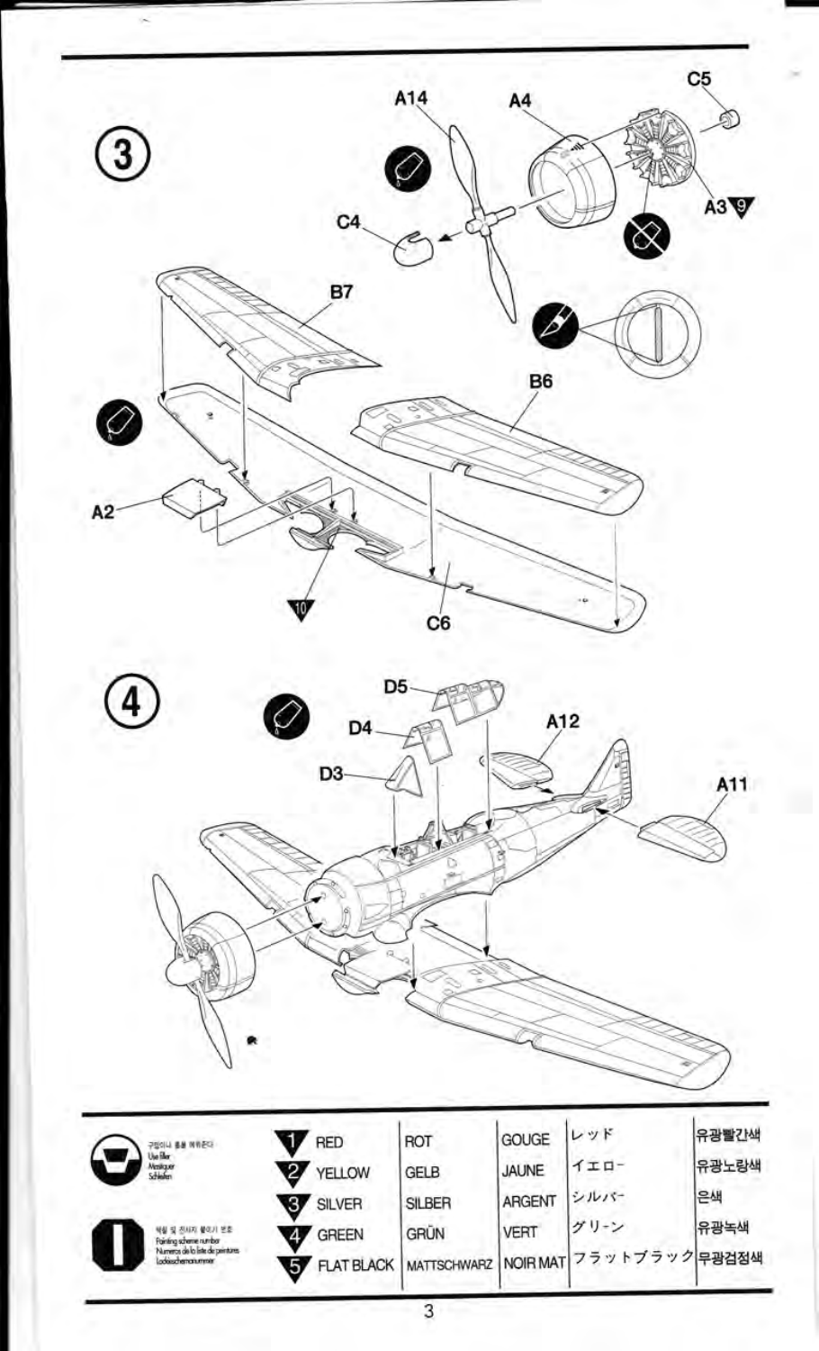③

A14 A4 C5

C4 A3 9

B7

B6

A2

10

C6

④

D5

D4 A12

D3

A11

구멍이나 홈을 메워준다
Use filler
Mastiquer
Schleifen

색상 및 전사지 붙이기 번호
Painting scheme number
Numéros de la liste de peintures
Lackierschemanummer

| | | | | |
|---|---|---|---|---|
| 1 RED | ROT | GOUGE | レッド | 유광빨간색 |
| 2 YELLOW | GELB | JAUNE | イエロー | 유광노랑색 |
| 3 SILVER | SILBER | ARGENT | シルバー | 은색 |
| 4 GREEN | GRÜN | VERT | グリーン | 유광녹색 |
| 5 FLAT BLACK | MATTSCHWARZ | NOIR MAT | フラットブラック | 무광검정색 |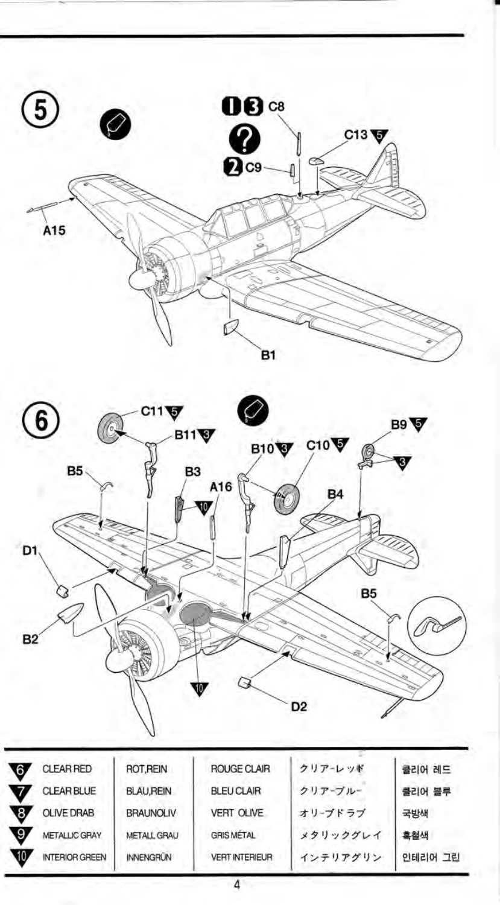## 5

1 3 C8

?

2 C9

C13 5

A15

B1

## 6

C11 5

B11 3

B10 3

C10 5

B9 5

3

B5

B3

A16

10

B4

D1

B5

B2

10

D2

| | | | | | |
|---|---|---|---|---|---|
| 6 | CLEAR RED | ROT,REIN | ROUGE CLAIR | クリアーレッド | 클리어 레드 |
| 7 | CLEAR BLUE | BLAU,REIN | BLEU CLAIR | クリアーブルー | 클리어 블루 |
| 8 | OLIVE DRAB | BRAUNOLIV | VERT OLIVE | オリーブドラブ | 국방색 |
| 9 | METALLIC GRAY | METALL GRAU | GRIS MÉTAL | メタリックグレイ | 흑철색 |
| 10 | INTERIOR GREEN | INNENGRÜN | VERT INTERIEUR | インテリアグリン | 인테리어 그린 |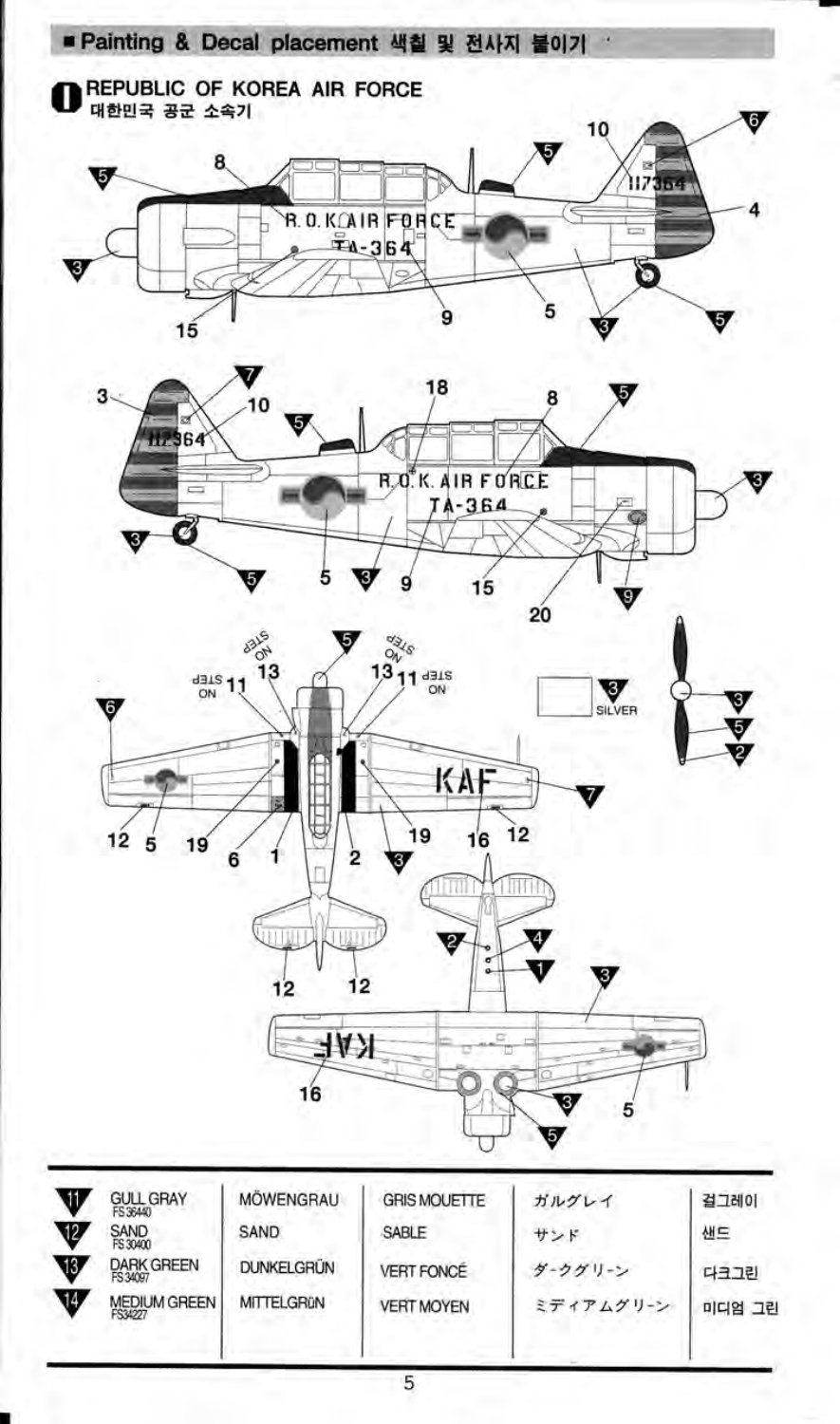## ■ Painting & Decal placement 색칠 및 전사지 붙이기

### 1 REPUBLIC OF KOREA AIR FORCE
대한민국 공군 소속기

| | | | | | |
|---|---|---|---|---|---|
| 11 | GULL GRAY FS36440 | MÖWENGRAU | GRIS MOUETTE | ガルグレイ | 걸그레이 |
| 12 | SAND FS30400 | SAND | SABLE | サンド | 샌드 |
| 13 | DARK GREEN FS34097 | DUNKELGRÜN | VERT FONCÉ | ダ-クグリ-ン | 다크그린 |
| 14 | MEDIUM GREEN FS34227 | MITTELGRÜN | VERT MOYEN | ミディアムグリ-ン | 미디엄 그린 |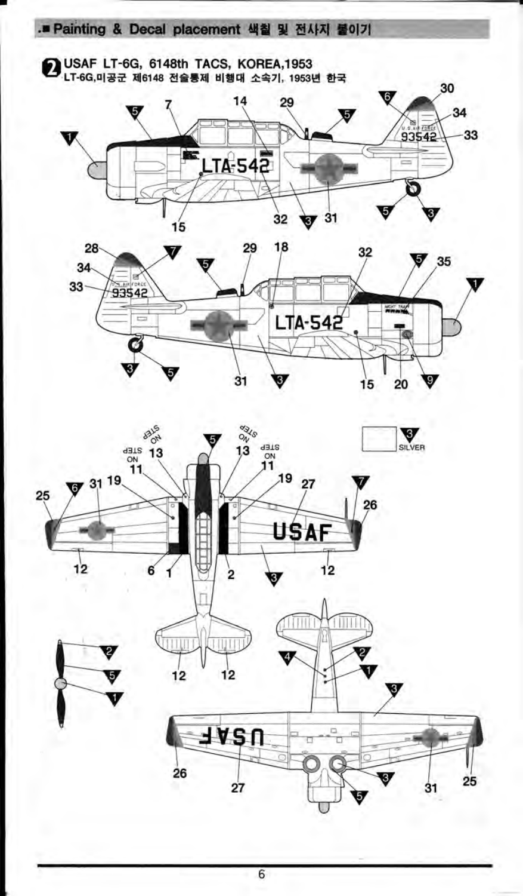## ■ Painting & Decal placement 색칠 및 전사지 붙이기

### 2 USAF LT-6G, 6148th TACS, KOREA,1953

LT-6G,미공군 제6148 전술통제 비행대 소속기, 1953년 한국

3 SILVER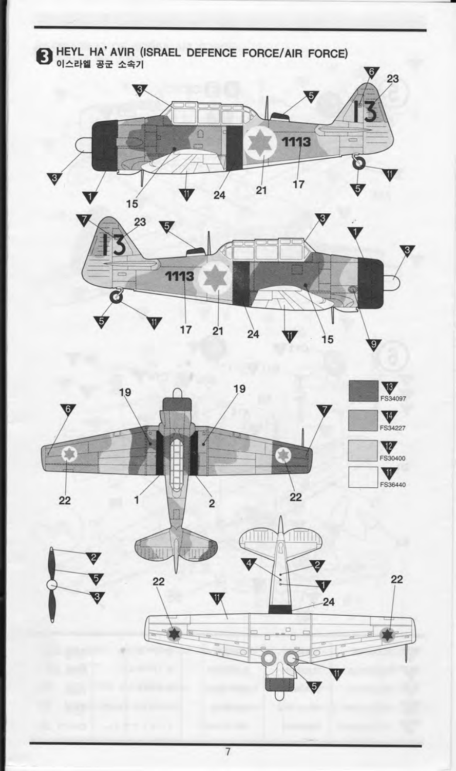## 3 HEYL HA' AVIR (ISRAEL DEFENCE FORCE/AIR FORCE)

이스라엘 공군 소속기

| No. | FS |
| --- | --- |
| 13 | FS34097 |
| 14 | FS34227 |
| 12 | FS30400 |
| 11 | FS36440 |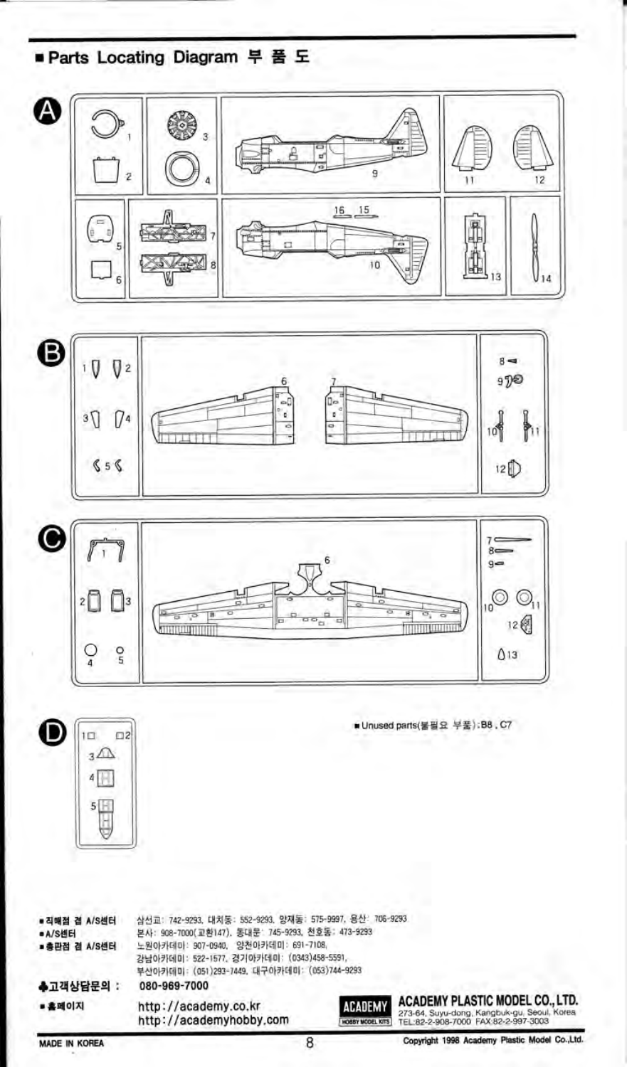## ■ Parts Locating Diagram 부 품 도

A

1 2 3 4 5 6 7 8 9 10 11 12 13 14 15 16

B

1 2 3 4 5 6 7 8 9 10 11 12

C

1 2 3 4 5 6 7 8 9 10 11 12 13

D

1 2 3 4 5

■ Unused parts(불필요 부품) : B8 , C7

■ 직매점 겸 A/S센터 삼선교: 742-9293, 대치동: 552-9293, 양재동: 575-9997, 용산: 706-9293
■ A/S센터 본사: 908-7000(교환147), 동대문: 745-9293, 천호동: 473-9293
■ 총판점 겸 A/S센터 노원아카데미: 907-0940, 양천아카데미: 691-7108,
강남아카데미: 522-1577, 경기아카데미: (0343)458-5591,
부산아카데미: (051)293-7449, 대구아카데미: (053)744-9293

♣ 고객상담문의 : 080-969-7000

■ 홈페이지 http://academy.co.kr
http://academyhobby.com

ACADEMY HOBBY MODEL KITS

**ACADEMY PLASTIC MODEL CO., LTD.**
273-64, Suyu-dong, Kangbuk-gu, Seoul, Korea
TEL:82-2-908-7000 FAX:82-2-997-3003

MADE IN KOREA

Copyright 1998 Academy Plastic Model Co.,Ltd.